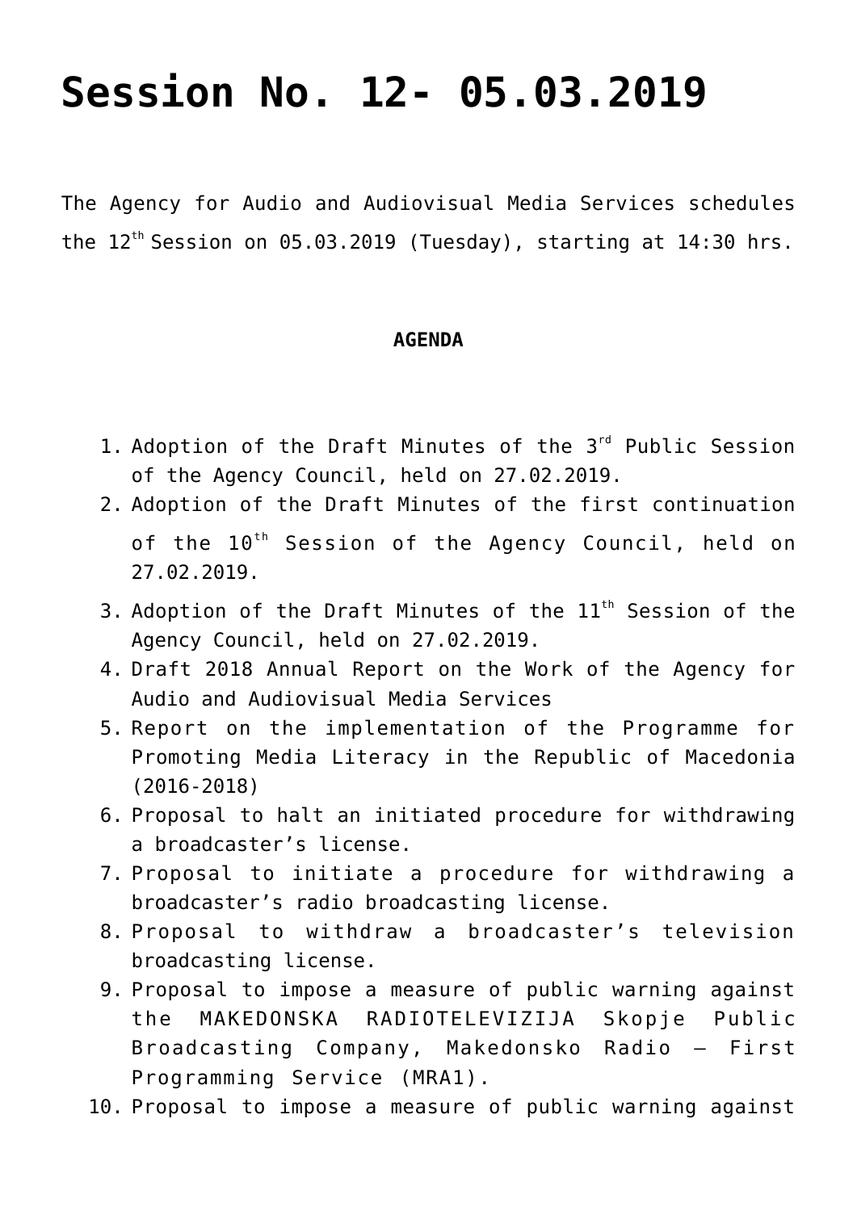# Session No. 12- 05.03.2019

The Agency for Audio and Audiovisual Media Services schedules the 12th Session on 05.03.2019 (Tuesday), starting at 14:30 hrs.

**AGENDA**

1. Adoption of the Draft Minutes of the 3rd Public Session of the Agency Council, held on 27.02.2019.
2. Adoption of the Draft Minutes of the first continuation of the 10th Session of the Agency Council, held on 27.02.2019.
3. Adoption of the Draft Minutes of the 11th Session of the Agency Council, held on 27.02.2019.
4. Draft 2018 Annual Report on the Work of the Agency for Audio and Audiovisual Media Services
5. Report on the implementation of the Programme for Promoting Media Literacy in the Republic of Macedonia (2016-2018)
6. Proposal to halt an initiated procedure for withdrawing a broadcaster's license.
7. Proposal to initiate a procedure for withdrawing a broadcaster's radio broadcasting license.
8. Proposal to withdraw a broadcaster's television broadcasting license.
9. Proposal to impose a measure of public warning against the MAKEDONSKA RADIOTELEVIZIJA Skopje Public Broadcasting Company, Makedonsko Radio – First Programming Service (MRA1).
10. Proposal to impose a measure of public warning against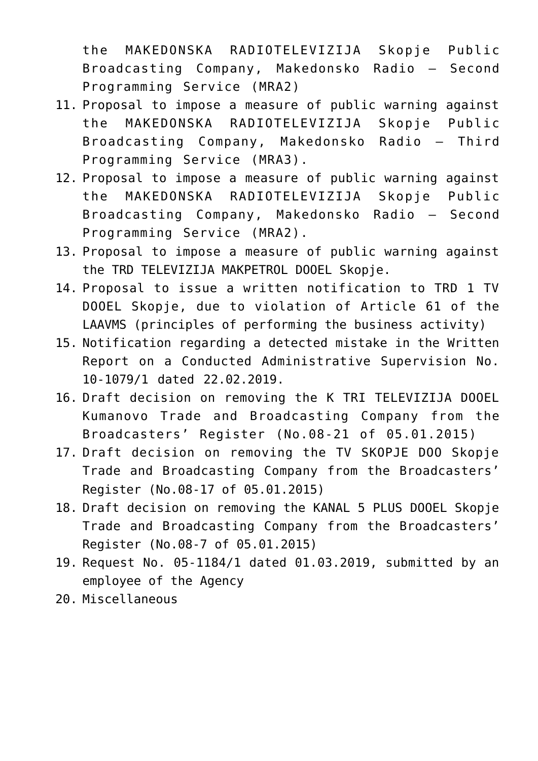the MAKEDONSKA RADIOTELEVIZIJA Skopje Public Broadcasting Company, Makedonsko Radio – Second Programming Service (MRA2)

11. Proposal to impose a measure of public warning against the MAKEDONSKA RADIOTELEVIZIJA Skopje Public Broadcasting Company, Makedonsko Radio – Third Programming Service (MRA3).
12. Proposal to impose a measure of public warning against the MAKEDONSKA RADIOTELEVIZIJA Skopje Public Broadcasting Company, Makedonsko Radio – Second Programming Service (MRA2).
13. Proposal to impose a measure of public warning against the TRD TELEVIZIJA MAKPETROL DOOEL Skopje.
14. Proposal to issue a written notification to TRD 1 TV DOOEL Skopje, due to violation of Article 61 of the LAAVMS (principles of performing the business activity)
15. Notification regarding a detected mistake in the Written Report on a Conducted Administrative Supervision No. 10-1079/1 dated 22.02.2019.
16. Draft decision on removing the K TRI TELEVIZIJA DOOEL Kumanovo Trade and Broadcasting Company from the Broadcasters' Register (No.08-21 of 05.01.2015)
17. Draft decision on removing the TV SKOPJE DOO Skopje Trade and Broadcasting Company from the Broadcasters' Register (No.08-17 of 05.01.2015)
18. Draft decision on removing the KANAL 5 PLUS DOOEL Skopje Trade and Broadcasting Company from the Broadcasters' Register (No.08-7 of 05.01.2015)
19. Request No. 05-1184/1 dated 01.03.2019, submitted by an employee of the Agency
20. Miscellaneous